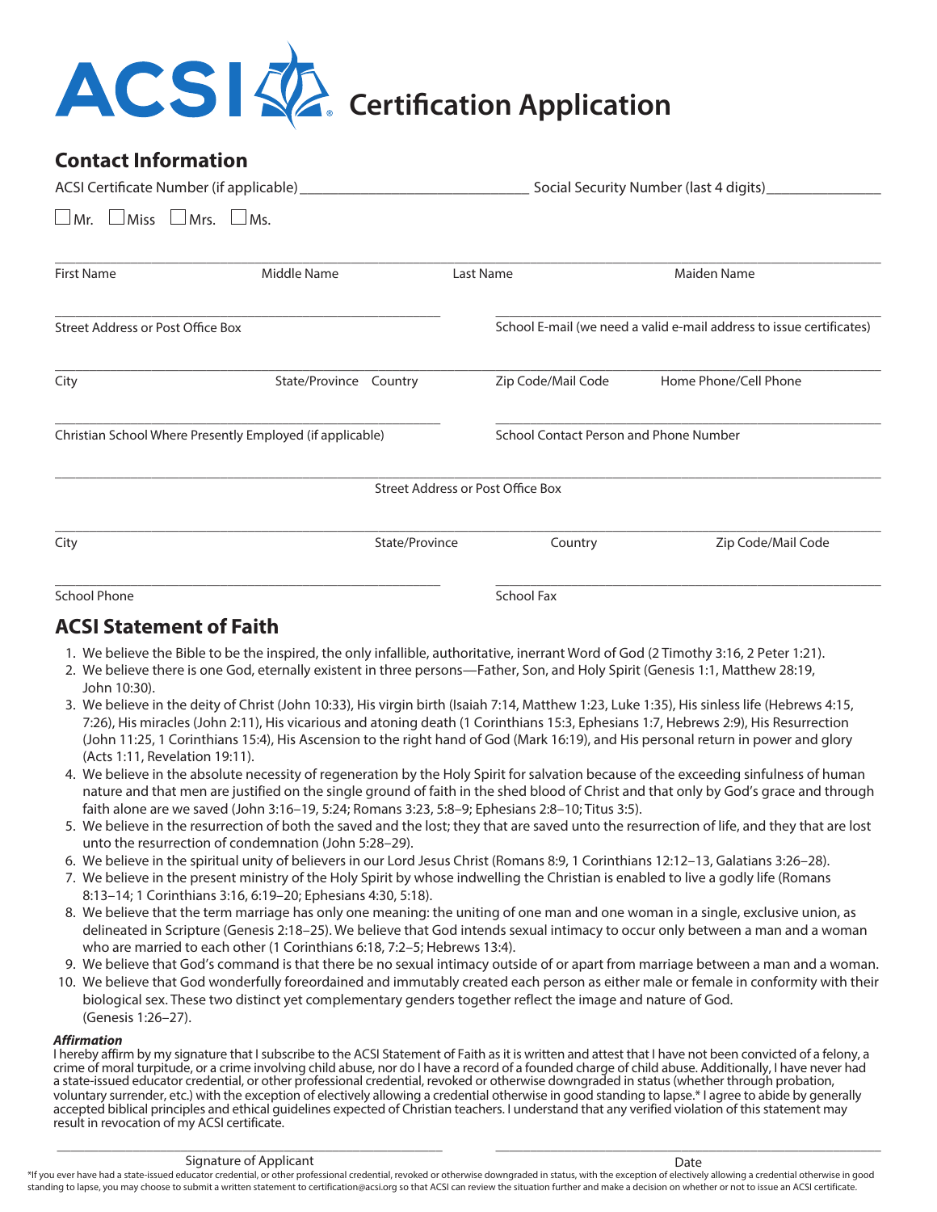# ACSI Certification Application

## Contact Information

ACSI Certificate Number (if applicable) ______________________________ Social Security Number (last 4 digits) _______________

☐ Mr. ☐ Miss ☐ Mrs. ☐ Ms.

| First Name | Middle Name | Last Name | Maiden Name |
|---|---|---|---|
| | | | |

| Street Address or Post Office Box | School E-mail (we need a valid e-mail address to issue certificates) |
|---|---|
| | |

| City | State/Province | Country | Zip Code/Mail Code | Home Phone/Cell Phone |
|---|---|---|---|---|
| | | | | |

| Christian School Where Presently Employed (if applicable) | School Contact Person and Phone Number |
|---|---|
| | |

Street Address or Post Office Box

| City | State/Province | Country | Zip Code/Mail Code |
|---|---|---|---|
| | | | |

| School Phone | School Fax |
|---|---|
| | |

## ACSI Statement of Faith

1. We believe the Bible to be the inspired, the only infallible, authoritative, inerrant Word of God (2 Timothy 3:16, 2 Peter 1:21).
2. We believe there is one God, eternally existent in three persons—Father, Son, and Holy Spirit (Genesis 1:1, Matthew 28:19, John 10:30).
3. We believe in the deity of Christ (John 10:33), His virgin birth (Isaiah 7:14, Matthew 1:23, Luke 1:35), His sinless life (Hebrews 4:15, 7:26), His miracles (John 2:11), His vicarious and atoning death (1 Corinthians 15:3, Ephesians 1:7, Hebrews 2:9), His Resurrection (John 11:25, 1 Corinthians 15:4), His Ascension to the right hand of God (Mark 16:19), and His personal return in power and glory (Acts 1:11, Revelation 19:11).
4. We believe in the absolute necessity of regeneration by the Holy Spirit for salvation because of the exceeding sinfulness of human nature and that men are justified on the single ground of faith in the shed blood of Christ and that only by God's grace and through faith alone are we saved (John 3:16–19, 5:24; Romans 3:23, 5:8–9; Ephesians 2:8–10; Titus 3:5).
5. We believe in the resurrection of both the saved and the lost; they that are saved unto the resurrection of life, and they that are lost unto the resurrection of condemnation (John 5:28–29).
6. We believe in the spiritual unity of believers in our Lord Jesus Christ (Romans 8:9, 1 Corinthians 12:12–13, Galatians 3:26–28).
7. We believe in the present ministry of the Holy Spirit by whose indwelling the Christian is enabled to live a godly life (Romans 8:13–14; 1 Corinthians 3:16, 6:19–20; Ephesians 4:30, 5:18).
8. We believe that the term marriage has only one meaning: the uniting of one man and one woman in a single, exclusive union, as delineated in Scripture (Genesis 2:18–25). We believe that God intends sexual intimacy to occur only between a man and a woman who are married to each other (1 Corinthians 6:18, 7:2–5; Hebrews 13:4).
9. We believe that God's command is that there be no sexual intimacy outside of or apart from marriage between a man and a woman.
10. We believe that God wonderfully foreordained and immutably created each person as either male or female in conformity with their biological sex. These two distinct yet complementary genders together reflect the image and nature of God. (Genesis 1:26–27).

***Affirmation***

I hereby affirm by my signature that I subscribe to the ACSI Statement of Faith as it is written and attest that I have not been convicted of a felony, a crime of moral turpitude, or a crime involving child abuse, nor do I have a record of a founded charge of child abuse. Additionally, I have never had a state-issued educator credential, or other professional credential, revoked or otherwise downgraded in status (whether through probation, voluntary surrender, etc.) with the exception of electively allowing a credential otherwise in good standing to lapse.* I agree to abide by generally accepted biblical principles and ethical guidelines expected of Christian teachers. I understand that any verified violation of this statement may result in revocation of my ACSI certificate.

| Signature of Applicant | Date |
|---|---|
| | |

*If you ever have had a state-issued educator credential, or other professional credential, revoked or otherwise downgraded in status, with the exception of electively allowing a credential otherwise in good standing to lapse, you may choose to submit a written statement to certification@acsi.org so that ACSI can review the situation further and make a decision on whether or not to issue an ACSI certificate.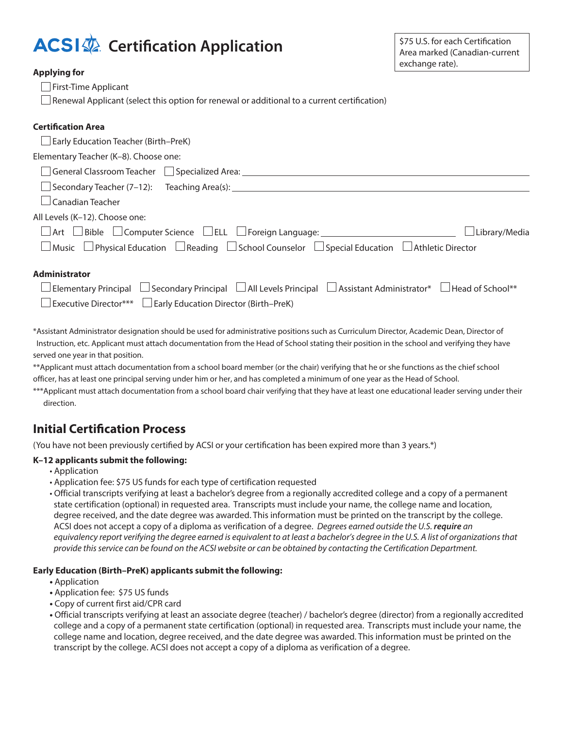# ACSI Certification Application

$75 U.S. for each Certification Area marked (Canadian-current exchange rate).

**Applying for**

- ☐ First-Time Applicant
- ☐ Renewal Applicant (select this option for renewal or additional to a current certification)

**Certification Area**

- ☐ Early Education Teacher (Birth–PreK)

Elementary Teacher (K–8). Choose one:

- ☐ General Classroom Teacher ☐ Specialized Area: ____________________
- ☐ Secondary Teacher (7–12): Teaching Area(s): ____________________
- ☐ Canadian Teacher

All Levels (K–12). Choose one:

- ☐ Art ☐ Bible ☐ Computer Science ☐ ELL ☐ Foreign Language: ____________ ☐ Library/Media
- ☐ Music ☐ Physical Education ☐ Reading ☐ School Counselor ☐ Special Education ☐ Athletic Director

**Administrator**

- ☐ Elementary Principal ☐ Secondary Principal ☐ All Levels Principal ☐ Assistant Administrator* ☐ Head of School**
- ☐ Executive Director*** ☐ Early Education Director (Birth–PreK)

*Assistant Administrator designation should be used for administrative positions such as Curriculum Director, Academic Dean, Director of Instruction, etc. Applicant must attach documentation from the Head of School stating their position in the school and verifying they have served one year in that position.

**Applicant must attach documentation from a school board member (or the chair) verifying that he or she functions as the chief school officer, has at least one principal serving under him or her, and has completed a minimum of one year as the Head of School.

***Applicant must attach documentation from a school board chair verifying that they have at least one educational leader serving under their direction.

## Initial Certification Process

(You have not been previously certified by ACSI or your certification has been expired more than 3 years.*)

**K–12 applicants submit the following:**

- Application
- Application fee: $75 US funds for each type of certification requested
- Official transcripts verifying at least a bachelor's degree from a regionally accredited college and a copy of a permanent state certification (optional) in requested area. Transcripts must include your name, the college name and location, degree received, and the date degree was awarded. This information must be printed on the transcript by the college. ACSI does not accept a copy of a diploma as verification of a degree. *Degrees earned outside the U.S.* ***require*** *an equivalency report verifying the degree earned is equivalent to at least a bachelor's degree in the U.S. A list of organizations that provide this service can be found on the ACSI website or can be obtained by contacting the Certification Department.*

**Early Education (Birth–PreK) applicants submit the following:**

- Application
- Application fee: $75 US funds
- Copy of current first aid/CPR card
- Official transcripts verifying at least an associate degree (teacher) / bachelor's degree (director) from a regionally accredited college and a copy of a permanent state certification (optional) in requested area. Transcripts must include your name, the college name and location, degree received, and the date degree was awarded. This information must be printed on the transcript by the college. ACSI does not accept a copy of a diploma as verification of a degree.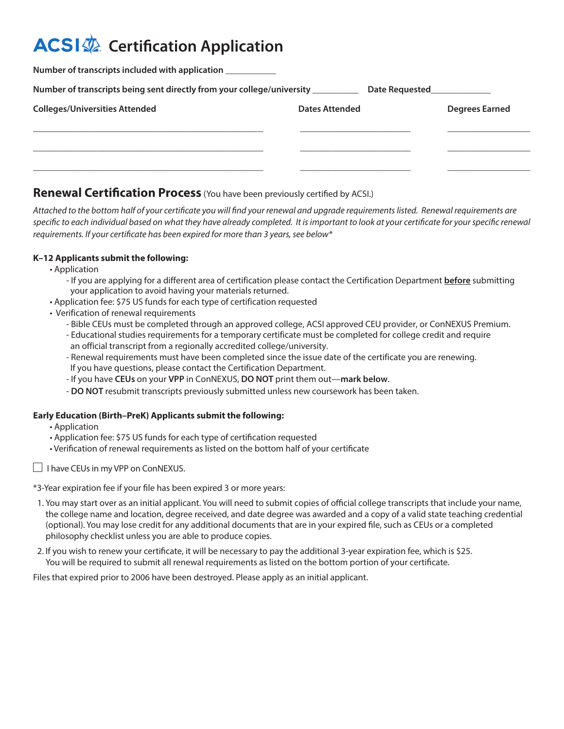# ACSI Certification Application

**Number of transcripts included with application** ___________

**Number of transcripts being sent directly from your college/university** __________ **Date Requested**_____________

| Colleges/Universities Attended | Dates Attended | Degrees Earned |
|---|---|---|
| | | |
| | | |
| | | |

## Renewal Certification Process (You have been previously certified by ACSI.)

*Attached to the bottom half of your certificate you will find your renewal and upgrade requirements listed. Renewal requirements are specific to each individual based on what they have already completed. It is important to look at your certificate for your specific renewal requirements. If your certificate has been expired for more than 3 years, see below**

**K–12 Applicants submit the following:**

- Application
  - If you are applying for a different area of certification please contact the Certification Department **before** submitting your application to avoid having your materials returned.
- Application fee: $75 US funds for each type of certification requested
- Verification of renewal requirements
  - Bible CEUs must be completed through an approved college, ACSI approved CEU provider, or ConNEXUS Premium.
  - Educational studies requirements for a temporary certificate must be completed for college credit and require an official transcript from a regionally accredited college/university.
  - Renewal requirements must have been completed since the issue date of the certificate you are renewing. If you have questions, please contact the Certification Department.
  - If you have **CEUs** on your **VPP** in ConNEXUS, **DO NOT** print them out—**mark below**.
  - **DO NOT** resubmit transcripts previously submitted unless new coursework has been taken.

**Early Education (Birth–PreK) Applicants submit the following:**

- Application
- Application fee: $75 US funds for each type of certification requested
- Verification of renewal requirements as listed on the bottom half of your certificate

☐ I have CEUs in my VPP on ConNEXUS.

*3-Year expiration fee if your file has been expired 3 or more years:

1. You may start over as an initial applicant. You will need to submit copies of official college transcripts that include your name, the college name and location, degree received, and date degree was awarded and a copy of a valid state teaching credential (optional). You may lose credit for any additional documents that are in your expired file, such as CEUs or a completed philosophy checklist unless you are able to produce copies.
2. If you wish to renew your certificate, it will be necessary to pay the additional 3-year expiration fee, which is $25. You will be required to submit all renewal requirements as listed on the bottom portion of your certificate.

Files that expired prior to 2006 have been destroyed. Please apply as an initial applicant.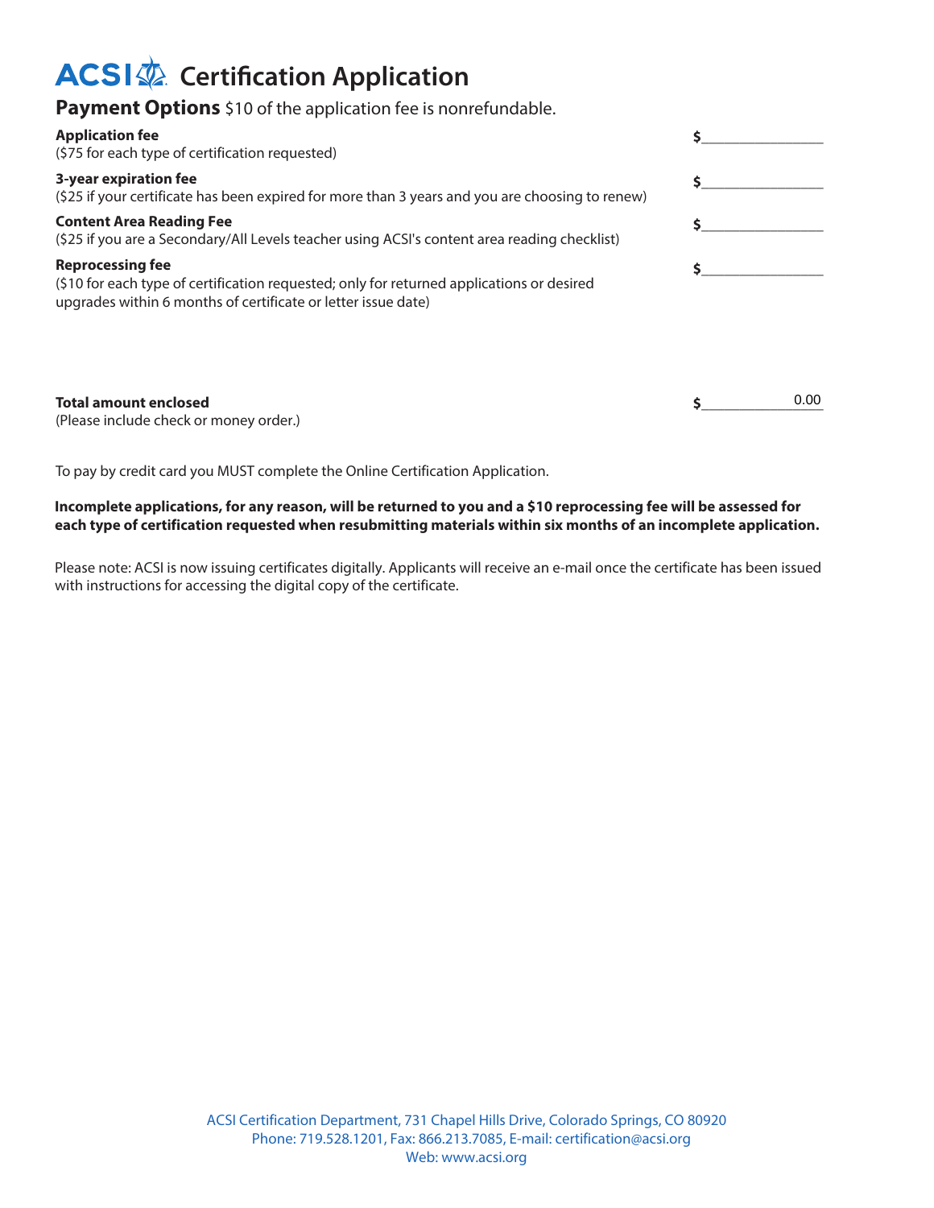# ACSI Certification Application

**Payment Options** $10 of the application fee is nonrefundable.

**Application fee**
($75 for each type of certification requested) $________________

**3-year expiration fee**
($25 if your certificate has been expired for more than 3 years and you are choosing to renew) $________________

**Content Area Reading Fee**
($25 if you are a Secondary/All Levels teacher using ACSI's content area reading checklist) $________________

**Reprocessing fee**
($10 for each type of certification requested; only for returned applications or desired upgrades within 6 months of certificate or letter issue date) $________________

**Total amount enclosed**
(Please include check or money order.) $ 0.00

To pay by credit card you MUST complete the Online Certification Application.

**Incomplete applications, for any reason, will be returned to you and a $10 reprocessing fee will be assessed for each type of certification requested when resubmitting materials within six months of an incomplete application.**

Please note: ACSI is now issuing certificates digitally. Applicants will receive an e-mail once the certificate has been issued with instructions for accessing the digital copy of the certificate.

ACSI Certification Department, 731 Chapel Hills Drive, Colorado Springs, CO 80920
Phone: 719.528.1201, Fax: 866.213.7085, E-mail: certification@acsi.org
Web: www.acsi.org